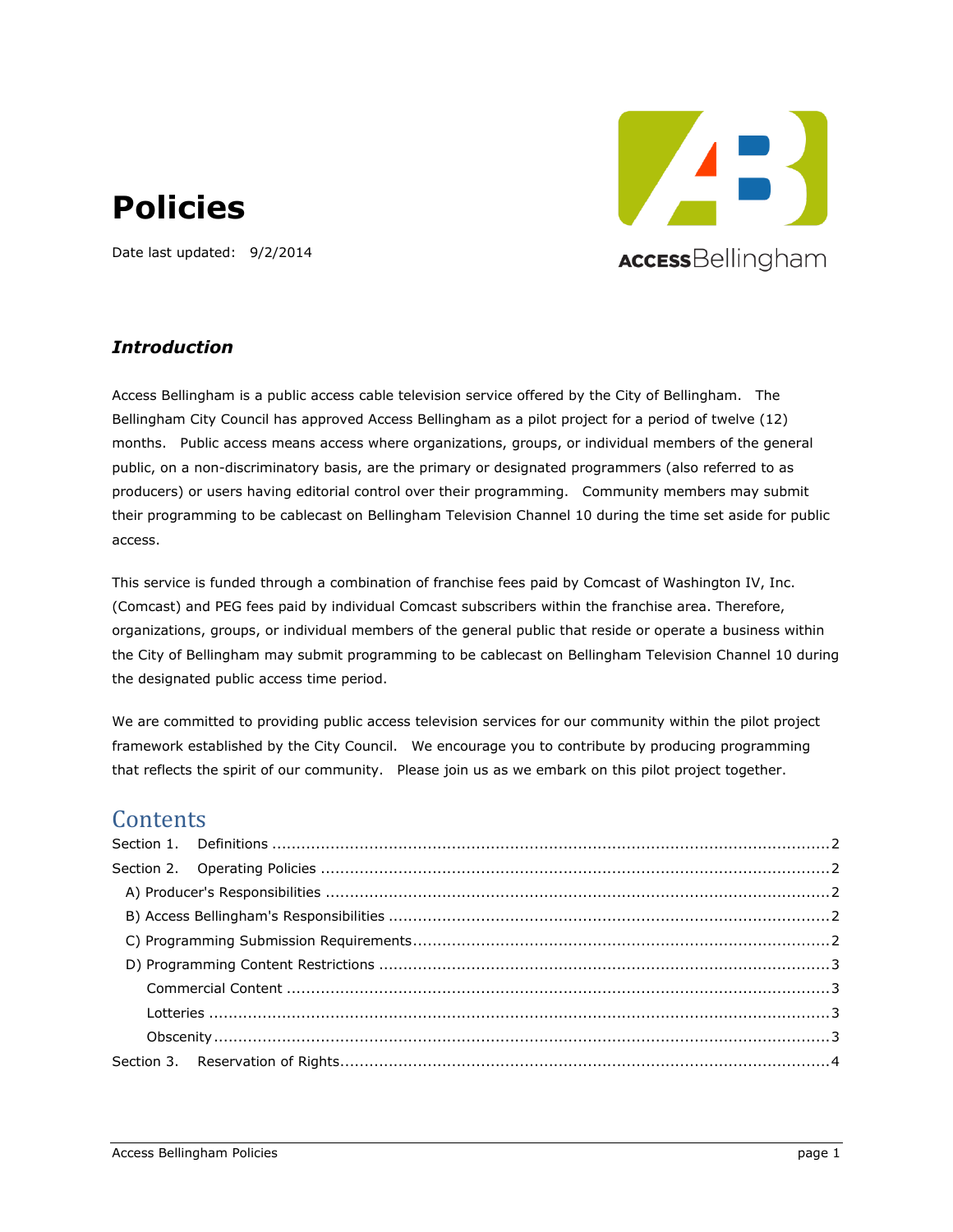# Policies

Date last updated: 9/2/2014

ACCESS Bellingham

## *Introduction*

Access Bellingham is a public access cable television service offered by the City of Bellingham. The Bellingham City Council has approved Access Bellingham as a pilot project for a period of twelve (12) months. Public access means access where organizations, groups, or individual members of the general public, on a non-discriminatory basis, are the primary or designated programmers (also referred to as producers) or users having editorial control over their programming. Community members may submit their programming to be cablecast on Bellingham Television Channel 10 during the time set aside for public access.

This service is funded through a combination of franchise fees paid by Comcast of Washington IV, Inc. (Comcast) and PEG fees paid by individual Comcast subscribers within the franchise area. Therefore, organizations, groups, or individual members of the general public that reside or operate a business within the City of Bellingham may submit programming to be cablecast on Bellingham Television Channel 10 during the designated public access time period.

We are committed to providing public access television services for our community within the pilot project framework established by the City Council. We encourage you to contribute by producing programming that reflects the spirit of our community. Please join us as we embark on this pilot project together.

## Contents

Section 1. Definitions ..... 2
Section 2. Operating Policies ..... 2
- A) Producer's Responsibilities ..... 2
- B) Access Bellingham's Responsibilities ..... 2
- C) Programming Submission Requirements ..... 2
- D) Programming Content Restrictions ..... 3
  - Commercial Content ..... 3
  - Lotteries ..... 3
  - Obscenity ..... 3

Section 3. Reservation of Rights ..... 4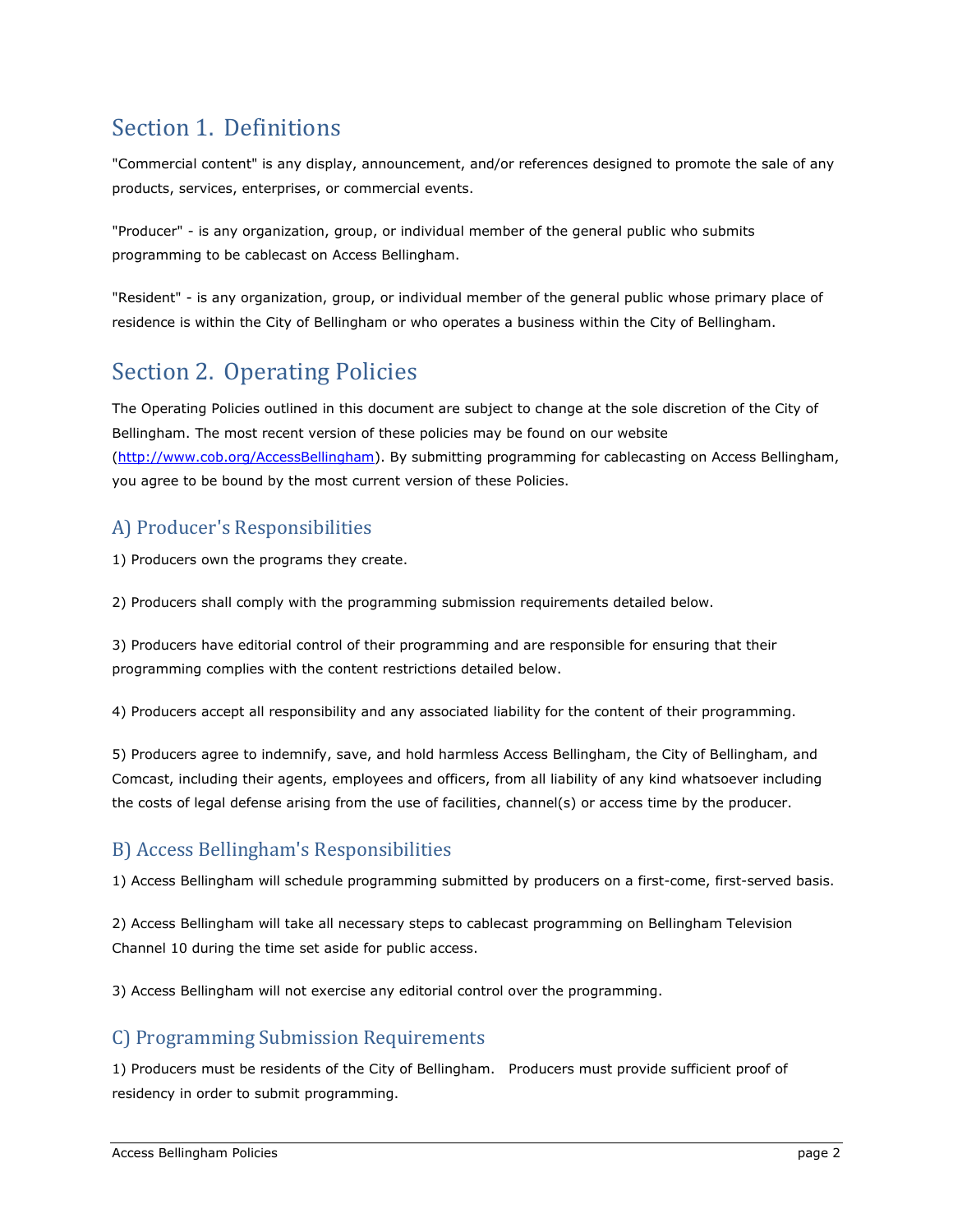# Section 1. Definitions

"Commercial content" is any display, announcement, and/or references designed to promote the sale of any products, services, enterprises, or commercial events.

"Producer" - is any organization, group, or individual member of the general public who submits programming to be cablecast on Access Bellingham.

"Resident" - is any organization, group, or individual member of the general public whose primary place of residence is within the City of Bellingham or who operates a business within the City of Bellingham.

# Section 2. Operating Policies

The Operating Policies outlined in this document are subject to change at the sole discretion of the City of Bellingham. The most recent version of these policies may be found on our website (http://www.cob.org/AccessBellingham). By submitting programming for cablecasting on Access Bellingham, you agree to be bound by the most current version of these Policies.

## A) Producer's Responsibilities

1) Producers own the programs they create.

2) Producers shall comply with the programming submission requirements detailed below.

3) Producers have editorial control of their programming and are responsible for ensuring that their programming complies with the content restrictions detailed below.

4) Producers accept all responsibility and any associated liability for the content of their programming.

5) Producers agree to indemnify, save, and hold harmless Access Bellingham, the City of Bellingham, and Comcast, including their agents, employees and officers, from all liability of any kind whatsoever including the costs of legal defense arising from the use of facilities, channel(s) or access time by the producer.

## B) Access Bellingham's Responsibilities

1) Access Bellingham will schedule programming submitted by producers on a first-come, first-served basis.

2) Access Bellingham will take all necessary steps to cablecast programming on Bellingham Television Channel 10 during the time set aside for public access.

3) Access Bellingham will not exercise any editorial control over the programming.

## C) Programming Submission Requirements

1) Producers must be residents of the City of Bellingham. Producers must provide sufficient proof of residency in order to submit programming.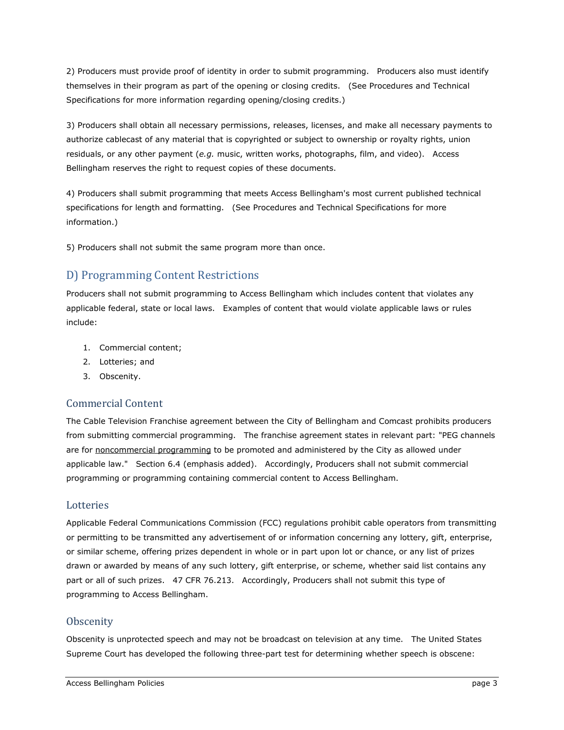2) Producers must provide proof of identity in order to submit programming. Producers also must identify themselves in their program as part of the opening or closing credits. (See Procedures and Technical Specifications for more information regarding opening/closing credits.)

3) Producers shall obtain all necessary permissions, releases, licenses, and make all necessary payments to authorize cablecast of any material that is copyrighted or subject to ownership or royalty rights, union residuals, or any other payment (*e.g.* music, written works, photographs, film, and video). Access Bellingham reserves the right to request copies of these documents.

4) Producers shall submit programming that meets Access Bellingham's most current published technical specifications for length and formatting. (See Procedures and Technical Specifications for more information.)

5) Producers shall not submit the same program more than once.

## D) Programming Content Restrictions

Producers shall not submit programming to Access Bellingham which includes content that violates any applicable federal, state or local laws. Examples of content that would violate applicable laws or rules include:

1. Commercial content;
2. Lotteries; and
3. Obscenity.

### Commercial Content

The Cable Television Franchise agreement between the City of Bellingham and Comcast prohibits producers from submitting commercial programming. The franchise agreement states in relevant part: "PEG channels are for <u>noncommercial programming</u> to be promoted and administered by the City as allowed under applicable law." Section 6.4 (emphasis added). Accordingly, Producers shall not submit commercial programming or programming containing commercial content to Access Bellingham.

### Lotteries

Applicable Federal Communications Commission (FCC) regulations prohibit cable operators from transmitting or permitting to be transmitted any advertisement of or information concerning any lottery, gift, enterprise, or similar scheme, offering prizes dependent in whole or in part upon lot or chance, or any list of prizes drawn or awarded by means of any such lottery, gift enterprise, or scheme, whether said list contains any part or all of such prizes. 47 CFR 76.213. Accordingly, Producers shall not submit this type of programming to Access Bellingham.

### Obscenity

Obscenity is unprotected speech and may not be broadcast on television at any time. The United States Supreme Court has developed the following three-part test for determining whether speech is obscene: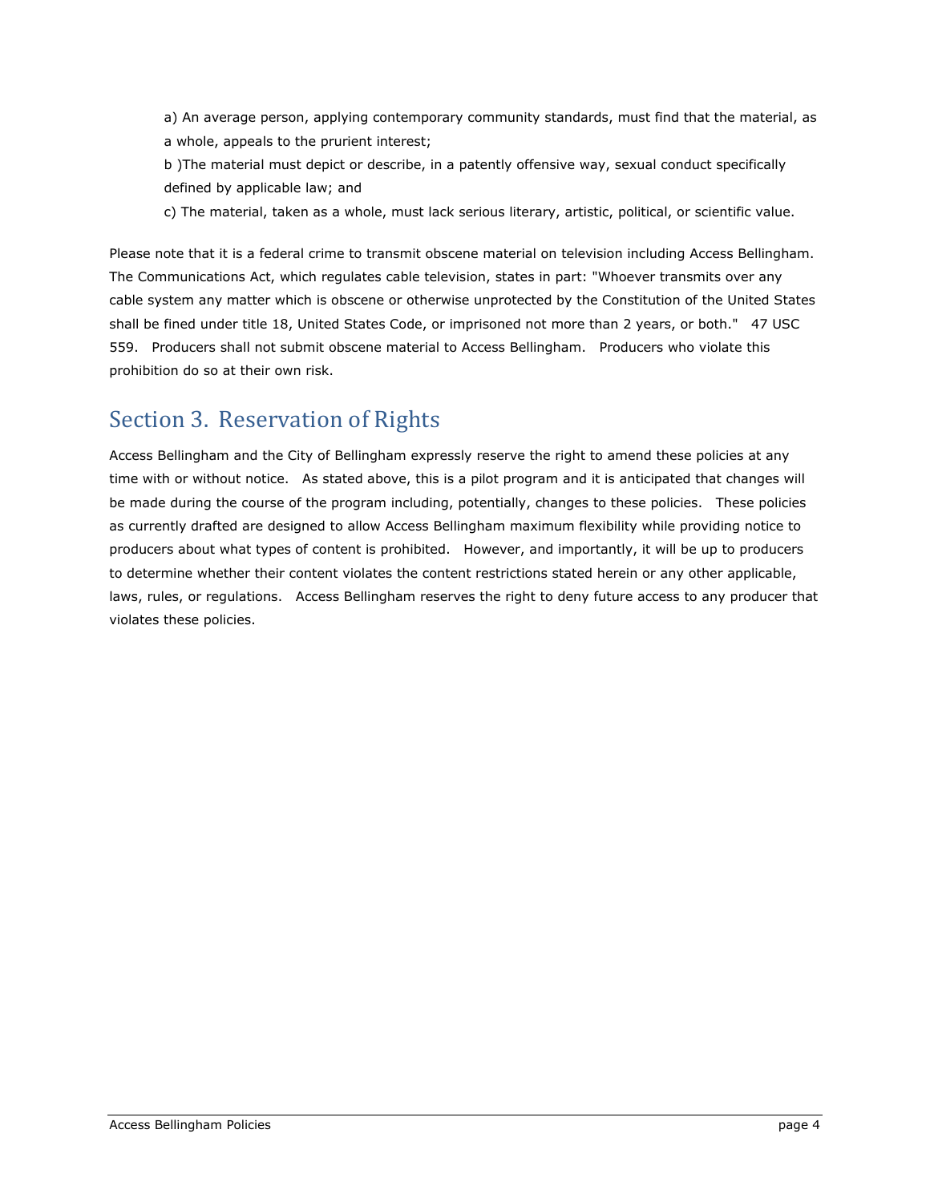a) An average person, applying contemporary community standards, must find that the material, as a whole, appeals to the prurient interest;

b )The material must depict or describe, in a patently offensive way, sexual conduct specifically defined by applicable law; and

c) The material, taken as a whole, must lack serious literary, artistic, political, or scientific value.

Please note that it is a federal crime to transmit obscene material on television including Access Bellingham. The Communications Act, which regulates cable television, states in part: "Whoever transmits over any cable system any matter which is obscene or otherwise unprotected by the Constitution of the United States shall be fined under title 18, United States Code, or imprisoned not more than 2 years, or both." 47 USC 559. Producers shall not submit obscene material to Access Bellingham. Producers who violate this prohibition do so at their own risk.

## Section 3. Reservation of Rights

Access Bellingham and the City of Bellingham expressly reserve the right to amend these policies at any time with or without notice. As stated above, this is a pilot program and it is anticipated that changes will be made during the course of the program including, potentially, changes to these policies. These policies as currently drafted are designed to allow Access Bellingham maximum flexibility while providing notice to producers about what types of content is prohibited. However, and importantly, it will be up to producers to determine whether their content violates the content restrictions stated herein or any other applicable, laws, rules, or regulations. Access Bellingham reserves the right to deny future access to any producer that violates these policies.